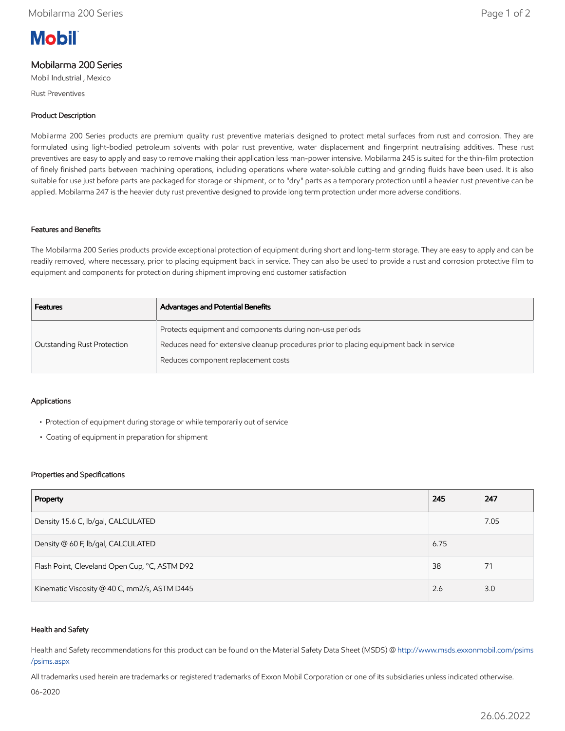Mobil

# Mobilarma 200 Series

Mobil Industrial , Mexico

Rust Preventives

## Product Description

Mobilarma 200 Series products are premium quality rust preventive materials designed to protect metal surfaces from rust and corrosion. They are formulated using light-bodied petroleum solvents with polar rust preventive, water displacement and fingerprint neutralising additives. These rust preventives are easy to apply and easy to remove making their application less man-power intensive. Mobilarma 245 is suited for the thin-film protection of finely finished parts between machining operations, including operations where water-soluble cutting and grinding fluids have been used. It is also suitable for use just before parts are packaged for storage or shipment, or to "dry" parts as a temporary protection until a heavier rust preventive can be applied. Mobilarma 247 is the heavier duty rust preventive designed to provide long term protection under more adverse conditions.

## Features and Benefits

The Mobilarma 200 Series products provide exceptional protection of equipment during short and long-term storage. They are easy to apply and can be readily removed, where necessary, prior to placing equipment back in service. They can also be used to provide a rust and corrosion protective film to equipment and components for protection during shipment improving end customer satisfaction

| Features | Advantages and Potential Benefits |
| --- | --- |
| Outstanding Rust Protection | Protects equipment and components during non-use periods<br>Reduces need for extensive cleanup procedures prior to placing equipment back in service<br>Reduces component replacement costs |

## Applications

- Protection of equipment during storage or while temporarily out of service
- Coating of equipment in preparation for shipment

## Properties and Specifications

| Property | 245 | 247 |
| --- | --- | --- |
| Density 15.6 C, lb/gal, CALCULATED | | 7.05 |
| Density @ 60 F, lb/gal, CALCULATED | 6.75 | |
| Flash Point, Cleveland Open Cup, °C, ASTM D92 | 38 | 71 |
| Kinematic Viscosity @ 40 C, mm2/s, ASTM D445 | 2.6 | 3.0 |

## Health and Safety

Health and Safety recommendations for this product can be found on the Material Safety Data Sheet (MSDS) @ http://www.msds.exxonmobil.com/psims/psims.aspx

All trademarks used herein are trademarks or registered trademarks of Exxon Mobil Corporation or one of its subsidiaries unless indicated otherwise.

06-2020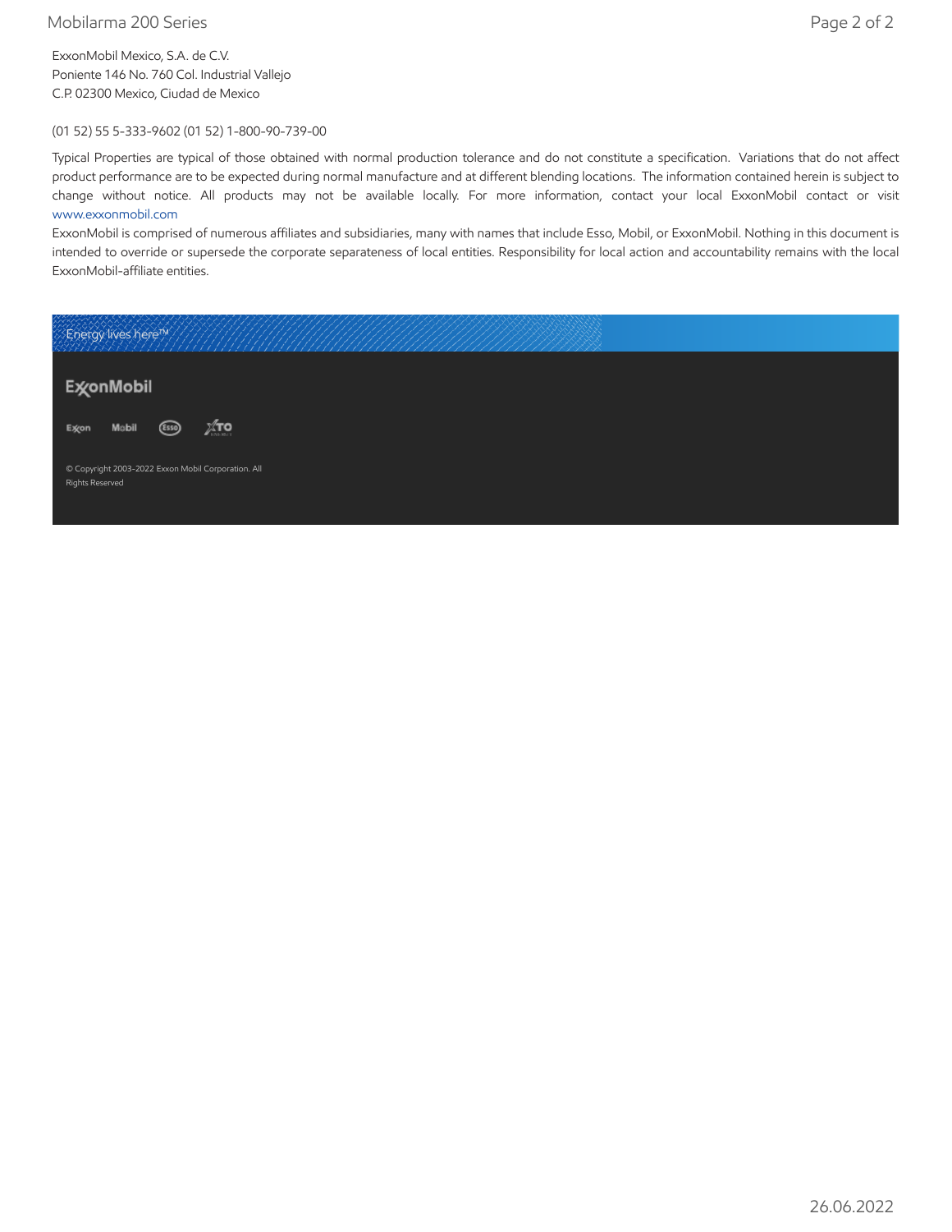ExxonMobil Mexico, S.A. de C.V.
Poniente 146 No. 760 Col. Industrial Vallejo
C.P. 02300 Mexico, Ciudad de Mexico

(01 52) 55 5-333-9602 (01 52) 1-800-90-739-00

Typical Properties are typical of those obtained with normal production tolerance and do not constitute a specification. Variations that do not affect product performance are to be expected during normal manufacture and at different blending locations. The information contained herein is subject to change without notice. All products may not be available locally. For more information, contact your local ExxonMobil contact or visit www.exxonmobil.com

ExxonMobil is comprised of numerous affiliates and subsidiaries, many with names that include Esso, Mobil, or ExxonMobil. Nothing in this document is intended to override or supersede the corporate separateness of local entities. Responsibility for local action and accountability remains with the local ExxonMobil-affiliate entities.

Energy lives here™

ExxonMobil

Exxon Mobil Esso XTO

© Copyright 2003-2022 Exxon Mobil Corporation. All Rights Reserved

26.06.2022